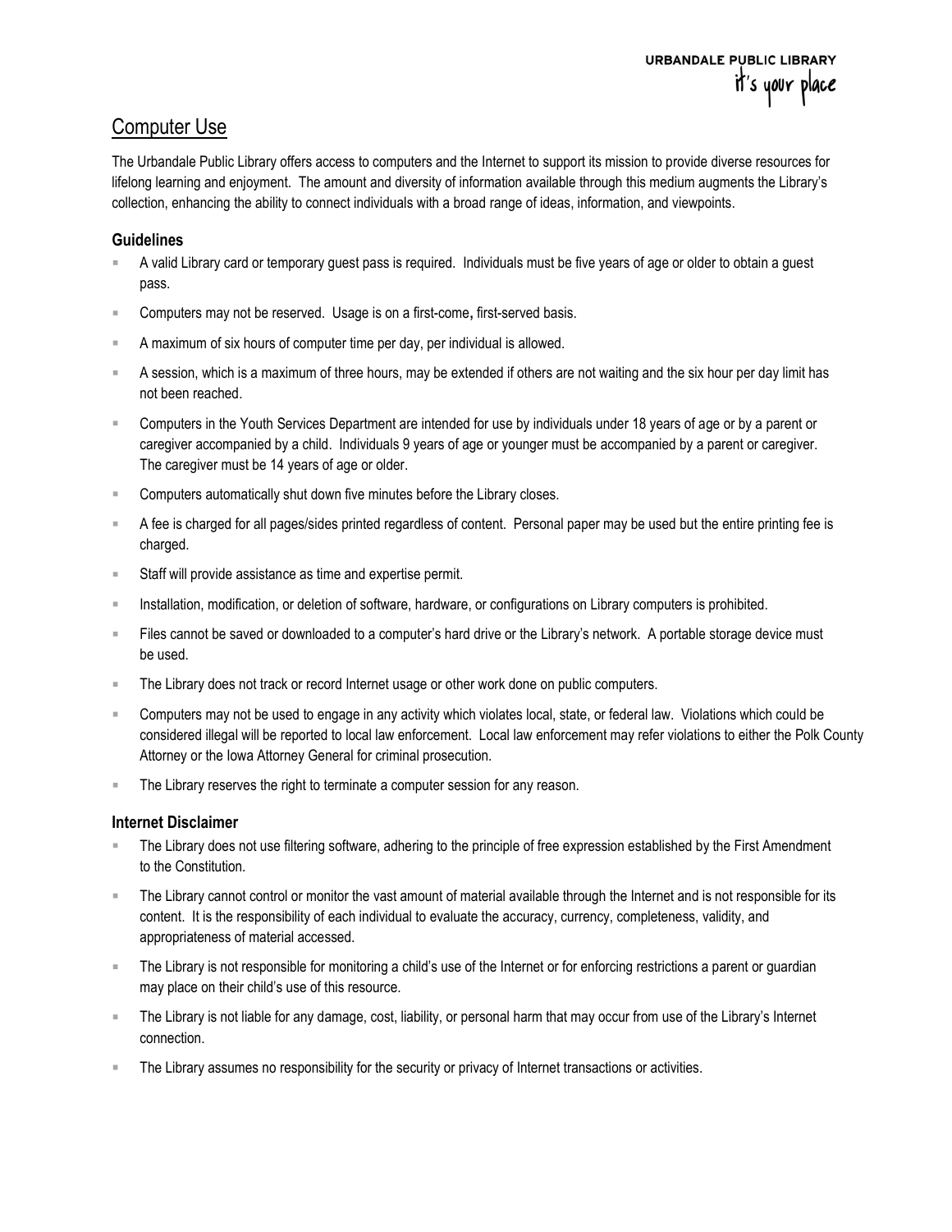URBANDALE PUBLIC LIBRARY
it's your place

# Computer Use

The Urbandale Public Library offers access to computers and the Internet to support its mission to provide diverse resources for lifelong learning and enjoyment. The amount and diversity of information available through this medium augments the Library's collection, enhancing the ability to connect individuals with a broad range of ideas, information, and viewpoints.

### Guidelines

- A valid Library card or temporary guest pass is required. Individuals must be five years of age or older to obtain a guest pass.
- Computers may not be reserved. Usage is on a first-come, first-served basis.
- A maximum of six hours of computer time per day, per individual is allowed.
- A session, which is a maximum of three hours, may be extended if others are not waiting and the six hour per day limit has not been reached.
- Computers in the Youth Services Department are intended for use by individuals under 18 years of age or by a parent or caregiver accompanied by a child. Individuals 9 years of age or younger must be accompanied by a parent or caregiver. The caregiver must be 14 years of age or older.
- Computers automatically shut down five minutes before the Library closes.
- A fee is charged for all pages/sides printed regardless of content. Personal paper may be used but the entire printing fee is charged.
- Staff will provide assistance as time and expertise permit.
- Installation, modification, or deletion of software, hardware, or configurations on Library computers is prohibited.
- Files cannot be saved or downloaded to a computer's hard drive or the Library's network. A portable storage device must be used.
- The Library does not track or record Internet usage or other work done on public computers.
- Computers may not be used to engage in any activity which violates local, state, or federal law. Violations which could be considered illegal will be reported to local law enforcement. Local law enforcement may refer violations to either the Polk County Attorney or the Iowa Attorney General for criminal prosecution.
- The Library reserves the right to terminate a computer session for any reason.

### Internet Disclaimer

- The Library does not use filtering software, adhering to the principle of free expression established by the First Amendment to the Constitution.
- The Library cannot control or monitor the vast amount of material available through the Internet and is not responsible for its content. It is the responsibility of each individual to evaluate the accuracy, currency, completeness, validity, and appropriateness of material accessed.
- The Library is not responsible for monitoring a child's use of the Internet or for enforcing restrictions a parent or guardian may place on their child's use of this resource.
- The Library is not liable for any damage, cost, liability, or personal harm that may occur from use of the Library's Internet connection.
- The Library assumes no responsibility for the security or privacy of Internet transactions or activities.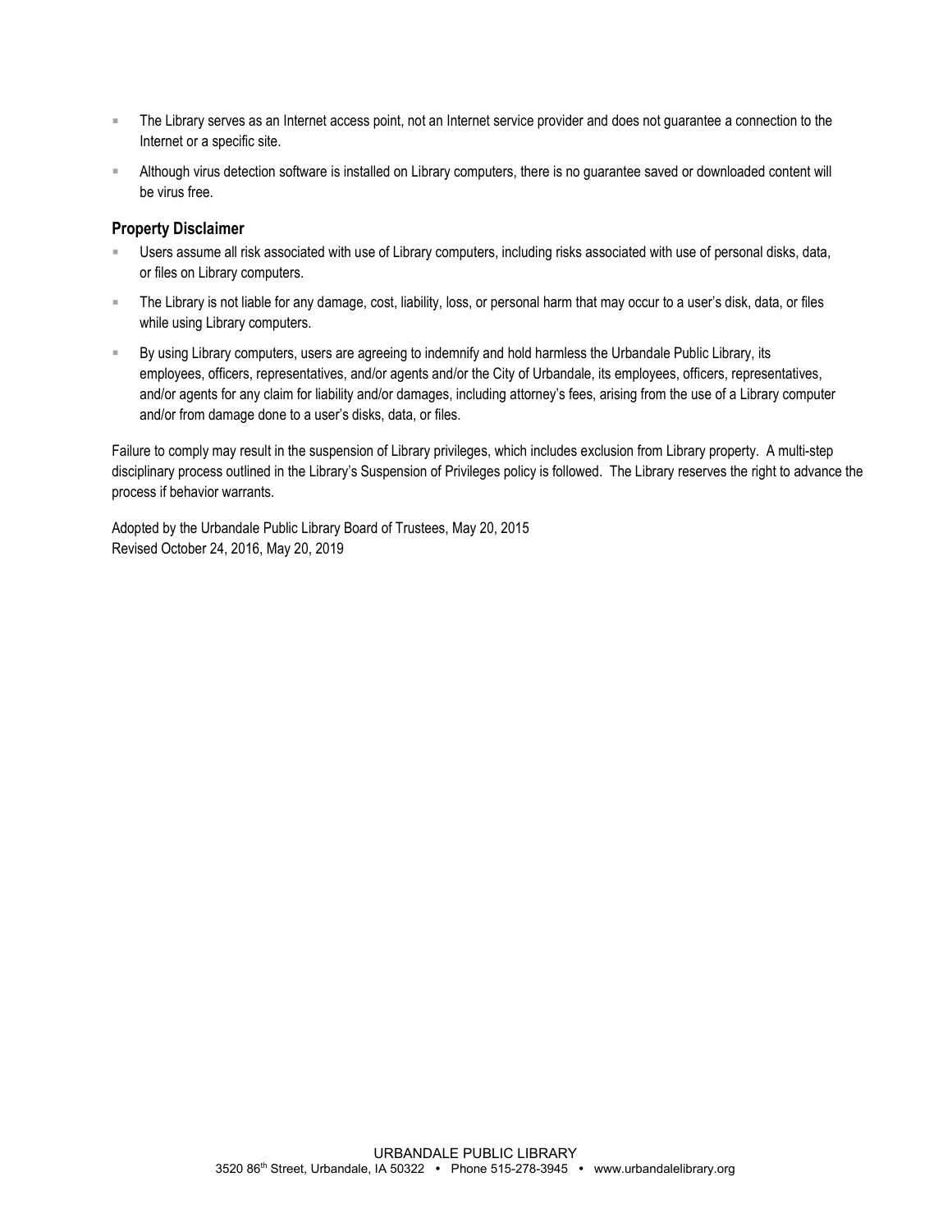- The Library serves as an Internet access point, not an Internet service provider and does not guarantee a connection to the Internet or a specific site.
- Although virus detection software is installed on Library computers, there is no guarantee saved or downloaded content will be virus free.

### Property Disclaimer

- Users assume all risk associated with use of Library computers, including risks associated with use of personal disks, data, or files on Library computers.
- The Library is not liable for any damage, cost, liability, loss, or personal harm that may occur to a user's disk, data, or files while using Library computers.
- By using Library computers, users are agreeing to indemnify and hold harmless the Urbandale Public Library, its employees, officers, representatives, and/or agents and/or the City of Urbandale, its employees, officers, representatives, and/or agents for any claim for liability and/or damages, including attorney's fees, arising from the use of a Library computer and/or from damage done to a user's disks, data, or files.

Failure to comply may result in the suspension of Library privileges, which includes exclusion from Library property. A multi-step disciplinary process outlined in the Library's Suspension of Privileges policy is followed. The Library reserves the right to advance the process if behavior warrants.

Adopted by the Urbandale Public Library Board of Trustees, May 20, 2015
Revised October 24, 2016, May 20, 2019